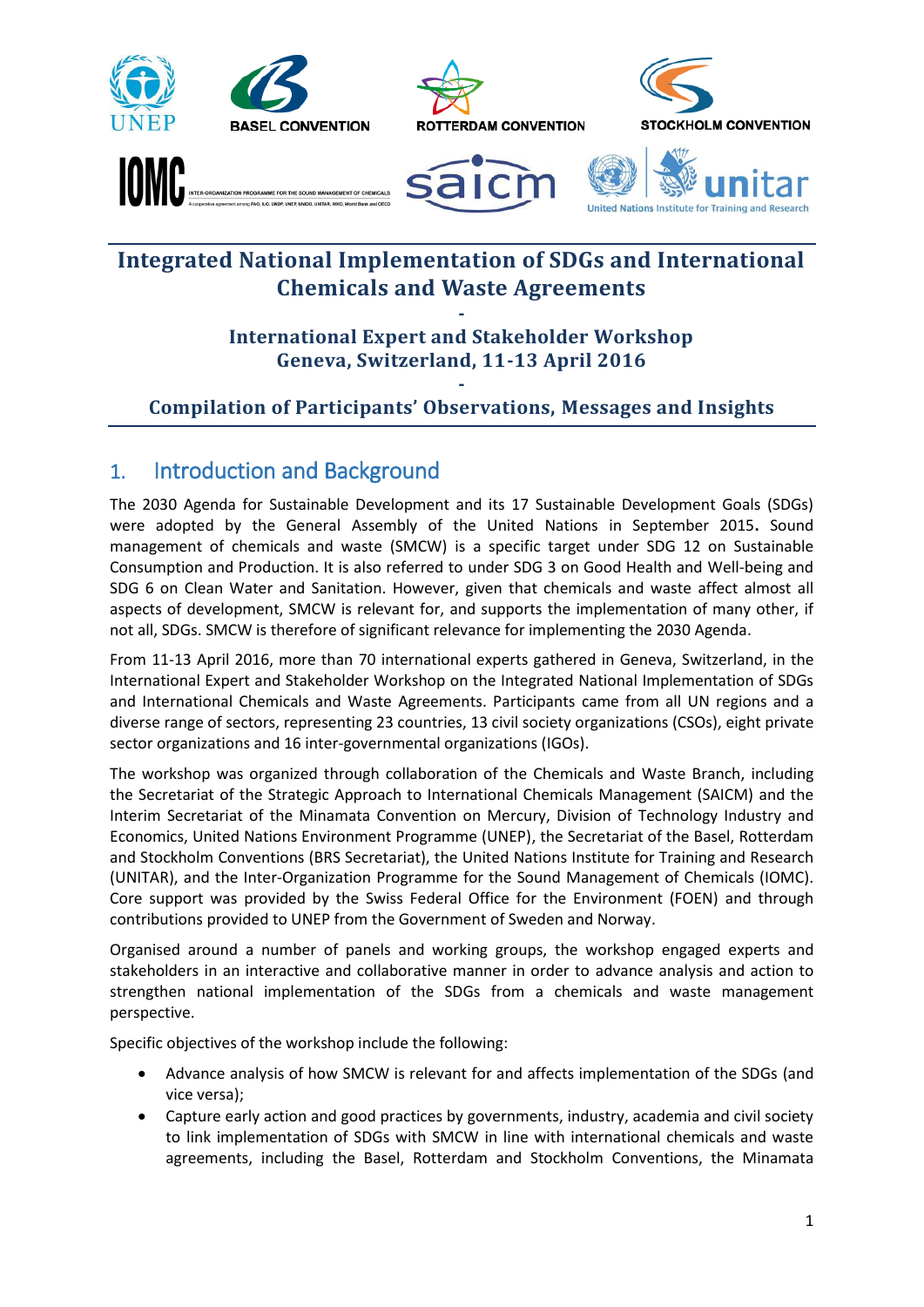# Integrated National Implementation of SDGs and International Chemicals and Waste Agreements

-

## International Expert and Stakeholder Workshop
## Geneva, Switzerland, 11-13 April 2016

-

## Compilation of Participants' Observations, Messages and Insights

## 1. Introduction and Background

The 2030 Agenda for Sustainable Development and its 17 Sustainable Development Goals (SDGs) were adopted by the General Assembly of the United Nations in September 2015**.** Sound management of chemicals and waste (SMCW) is a specific target under SDG 12 on Sustainable Consumption and Production. It is also referred to under SDG 3 on Good Health and Well-being and SDG 6 on Clean Water and Sanitation. However, given that chemicals and waste affect almost all aspects of development, SMCW is relevant for, and supports the implementation of many other, if not all, SDGs. SMCW is therefore of significant relevance for implementing the 2030 Agenda.

From 11-13 April 2016, more than 70 international experts gathered in Geneva, Switzerland, in the International Expert and Stakeholder Workshop on the Integrated National Implementation of SDGs and International Chemicals and Waste Agreements. Participants came from all UN regions and a diverse range of sectors, representing 23 countries, 13 civil society organizations (CSOs), eight private sector organizations and 16 inter-governmental organizations (IGOs).

The workshop was organized through collaboration of the Chemicals and Waste Branch, including the Secretariat of the Strategic Approach to International Chemicals Management (SAICM) and the Interim Secretariat of the Minamata Convention on Mercury, Division of Technology Industry and Economics, United Nations Environment Programme (UNEP), the Secretariat of the Basel, Rotterdam and Stockholm Conventions (BRS Secretariat), the United Nations Institute for Training and Research (UNITAR), and the Inter-Organization Programme for the Sound Management of Chemicals (IOMC). Core support was provided by the Swiss Federal Office for the Environment (FOEN) and through contributions provided to UNEP from the Government of Sweden and Norway.

Organised around a number of panels and working groups, the workshop engaged experts and stakeholders in an interactive and collaborative manner in order to advance analysis and action to strengthen national implementation of the SDGs from a chemicals and waste management perspective.

Specific objectives of the workshop include the following:

- Advance analysis of how SMCW is relevant for and affects implementation of the SDGs (and vice versa);
- Capture early action and good practices by governments, industry, academia and civil society to link implementation of SDGs with SMCW in line with international chemicals and waste agreements, including the Basel, Rotterdam and Stockholm Conventions, the Minamata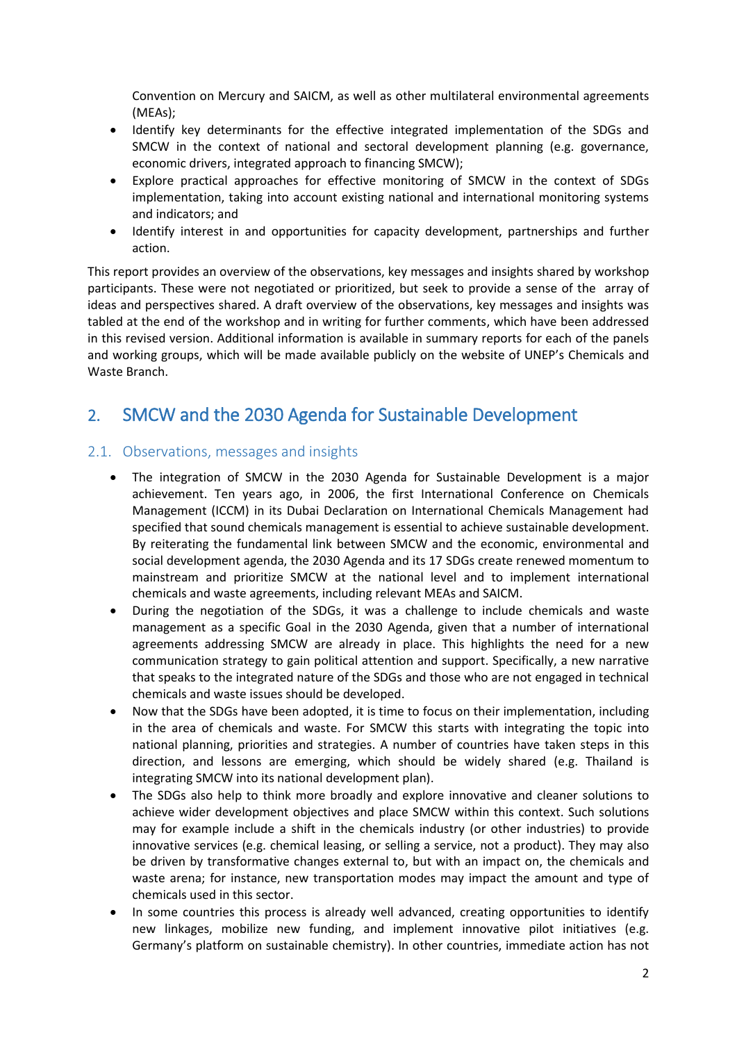Convention on Mercury and SAICM, as well as other multilateral environmental agreements (MEAs);

- Identify key determinants for the effective integrated implementation of the SDGs and SMCW in the context of national and sectoral development planning (e.g. governance, economic drivers, integrated approach to financing SMCW);
- Explore practical approaches for effective monitoring of SMCW in the context of SDGs implementation, taking into account existing national and international monitoring systems and indicators; and
- Identify interest in and opportunities for capacity development, partnerships and further action.

This report provides an overview of the observations, key messages and insights shared by workshop participants. These were not negotiated or prioritized, but seek to provide a sense of the array of ideas and perspectives shared. A draft overview of the observations, key messages and insights was tabled at the end of the workshop and in writing for further comments, which have been addressed in this revised version. Additional information is available in summary reports for each of the panels and working groups, which will be made available publicly on the website of UNEP's Chemicals and Waste Branch.

## 2. SMCW and the 2030 Agenda for Sustainable Development

### 2.1. Observations, messages and insights

- The integration of SMCW in the 2030 Agenda for Sustainable Development is a major achievement. Ten years ago, in 2006, the first International Conference on Chemicals Management (ICCM) in its Dubai Declaration on International Chemicals Management had specified that sound chemicals management is essential to achieve sustainable development. By reiterating the fundamental link between SMCW and the economic, environmental and social development agenda, the 2030 Agenda and its 17 SDGs create renewed momentum to mainstream and prioritize SMCW at the national level and to implement international chemicals and waste agreements, including relevant MEAs and SAICM.
- During the negotiation of the SDGs, it was a challenge to include chemicals and waste management as a specific Goal in the 2030 Agenda, given that a number of international agreements addressing SMCW are already in place. This highlights the need for a new communication strategy to gain political attention and support. Specifically, a new narrative that speaks to the integrated nature of the SDGs and those who are not engaged in technical chemicals and waste issues should be developed.
- Now that the SDGs have been adopted, it is time to focus on their implementation, including in the area of chemicals and waste. For SMCW this starts with integrating the topic into national planning, priorities and strategies. A number of countries have taken steps in this direction, and lessons are emerging, which should be widely shared (e.g. Thailand is integrating SMCW into its national development plan).
- The SDGs also help to think more broadly and explore innovative and cleaner solutions to achieve wider development objectives and place SMCW within this context. Such solutions may for example include a shift in the chemicals industry (or other industries) to provide innovative services (e.g. chemical leasing, or selling a service, not a product). They may also be driven by transformative changes external to, but with an impact on, the chemicals and waste arena; for instance, new transportation modes may impact the amount and type of chemicals used in this sector.
- In some countries this process is already well advanced, creating opportunities to identify new linkages, mobilize new funding, and implement innovative pilot initiatives (e.g. Germany's platform on sustainable chemistry). In other countries, immediate action has not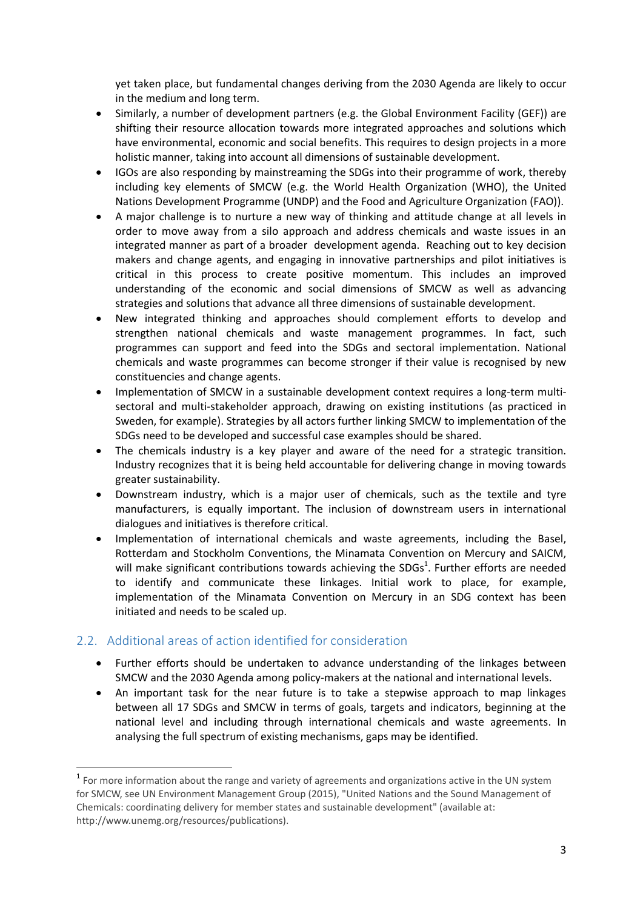yet taken place, but fundamental changes deriving from the 2030 Agenda are likely to occur in the medium and long term.

- Similarly, a number of development partners (e.g. the Global Environment Facility (GEF)) are shifting their resource allocation towards more integrated approaches and solutions which have environmental, economic and social benefits. This requires to design projects in a more holistic manner, taking into account all dimensions of sustainable development.
- IGOs are also responding by mainstreaming the SDGs into their programme of work, thereby including key elements of SMCW (e.g. the World Health Organization (WHO), the United Nations Development Programme (UNDP) and the Food and Agriculture Organization (FAO)).
- A major challenge is to nurture a new way of thinking and attitude change at all levels in order to move away from a silo approach and address chemicals and waste issues in an integrated manner as part of a broader development agenda. Reaching out to key decision makers and change agents, and engaging in innovative partnerships and pilot initiatives is critical in this process to create positive momentum. This includes an improved understanding of the economic and social dimensions of SMCW as well as advancing strategies and solutions that advance all three dimensions of sustainable development.
- New integrated thinking and approaches should complement efforts to develop and strengthen national chemicals and waste management programmes. In fact, such programmes can support and feed into the SDGs and sectoral implementation. National chemicals and waste programmes can become stronger if their value is recognised by new constituencies and change agents.
- Implementation of SMCW in a sustainable development context requires a long-term multi-sectoral and multi-stakeholder approach, drawing on existing institutions (as practiced in Sweden, for example). Strategies by all actors further linking SMCW to implementation of the SDGs need to be developed and successful case examples should be shared.
- The chemicals industry is a key player and aware of the need for a strategic transition. Industry recognizes that it is being held accountable for delivering change in moving towards greater sustainability.
- Downstream industry, which is a major user of chemicals, such as the textile and tyre manufacturers, is equally important. The inclusion of downstream users in international dialogues and initiatives is therefore critical.
- Implementation of international chemicals and waste agreements, including the Basel, Rotterdam and Stockholm Conventions, the Minamata Convention on Mercury and SAICM, will make significant contributions towards achieving the SDGs[1]. Further efforts are needed to identify and communicate these linkages. Initial work to place, for example, implementation of the Minamata Convention on Mercury in an SDG context has been initiated and needs to be scaled up.

## 2.2. Additional areas of action identified for consideration

- Further efforts should be undertaken to advance understanding of the linkages between SMCW and the 2030 Agenda among policy-makers at the national and international levels.
- An important task for the near future is to take a stepwise approach to map linkages between all 17 SDGs and SMCW in terms of goals, targets and indicators, beginning at the national level and including through international chemicals and waste agreements. In analysing the full spectrum of existing mechanisms, gaps may be identified.

[1] For more information about the range and variety of agreements and organizations active in the UN system for SMCW, see UN Environment Management Group (2015), "United Nations and the Sound Management of Chemicals: coordinating delivery for member states and sustainable development" (available at: http://www.unemg.org/resources/publications).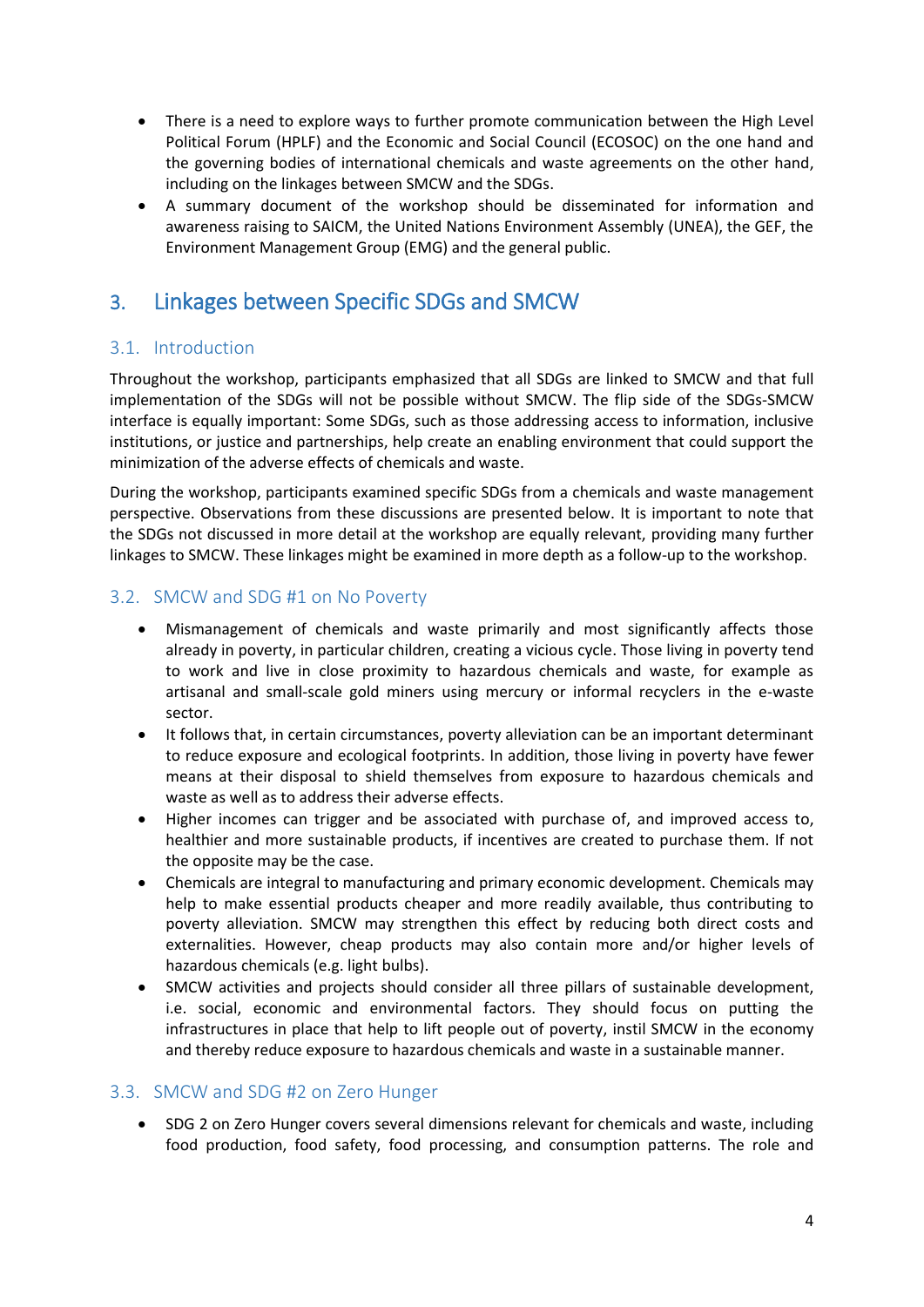- There is a need to explore ways to further promote communication between the High Level Political Forum (HPLF) and the Economic and Social Council (ECOSOC) on the one hand and the governing bodies of international chemicals and waste agreements on the other hand, including on the linkages between SMCW and the SDGs.
- A summary document of the workshop should be disseminated for information and awareness raising to SAICM, the United Nations Environment Assembly (UNEA), the GEF, the Environment Management Group (EMG) and the general public.

# 3. Linkages between Specific SDGs and SMCW

## 3.1. Introduction

Throughout the workshop, participants emphasized that all SDGs are linked to SMCW and that full implementation of the SDGs will not be possible without SMCW. The flip side of the SDGs-SMCW interface is equally important: Some SDGs, such as those addressing access to information, inclusive institutions, or justice and partnerships, help create an enabling environment that could support the minimization of the adverse effects of chemicals and waste.

During the workshop, participants examined specific SDGs from a chemicals and waste management perspective. Observations from these discussions are presented below. It is important to note that the SDGs not discussed in more detail at the workshop are equally relevant, providing many further linkages to SMCW. These linkages might be examined in more depth as a follow-up to the workshop.

## 3.2. SMCW and SDG #1 on No Poverty

- Mismanagement of chemicals and waste primarily and most significantly affects those already in poverty, in particular children, creating a vicious cycle. Those living in poverty tend to work and live in close proximity to hazardous chemicals and waste, for example as artisanal and small-scale gold miners using mercury or informal recyclers in the e-waste sector.
- It follows that, in certain circumstances, poverty alleviation can be an important determinant to reduce exposure and ecological footprints. In addition, those living in poverty have fewer means at their disposal to shield themselves from exposure to hazardous chemicals and waste as well as to address their adverse effects.
- Higher incomes can trigger and be associated with purchase of, and improved access to, healthier and more sustainable products, if incentives are created to purchase them. If not the opposite may be the case.
- Chemicals are integral to manufacturing and primary economic development. Chemicals may help to make essential products cheaper and more readily available, thus contributing to poverty alleviation. SMCW may strengthen this effect by reducing both direct costs and externalities. However, cheap products may also contain more and/or higher levels of hazardous chemicals (e.g. light bulbs).
- SMCW activities and projects should consider all three pillars of sustainable development, i.e. social, economic and environmental factors. They should focus on putting the infrastructures in place that help to lift people out of poverty, instil SMCW in the economy and thereby reduce exposure to hazardous chemicals and waste in a sustainable manner.

## 3.3. SMCW and SDG #2 on Zero Hunger

- SDG 2 on Zero Hunger covers several dimensions relevant for chemicals and waste, including food production, food safety, food processing, and consumption patterns. The role and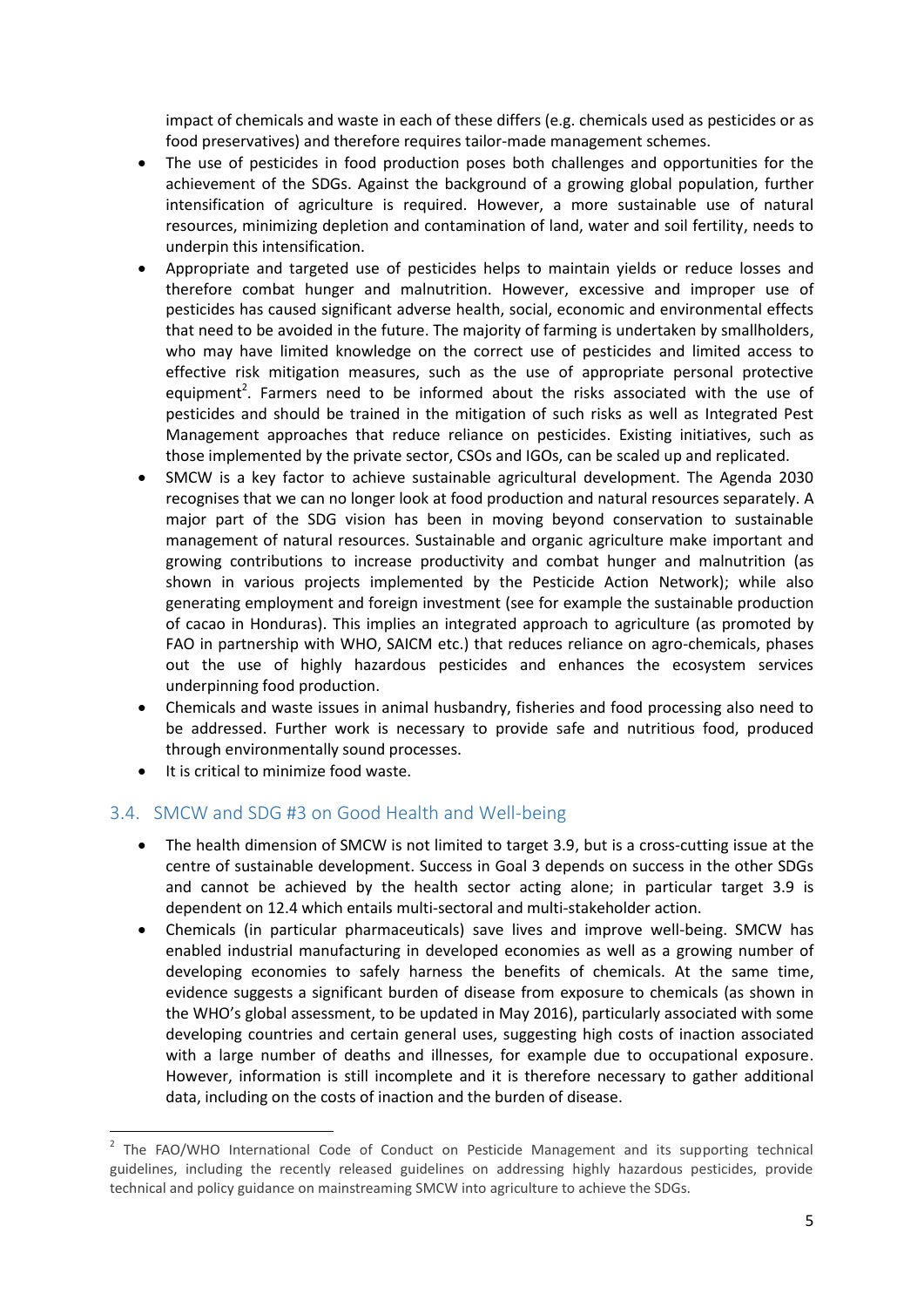impact of chemicals and waste in each of these differs (e.g. chemicals used as pesticides or as food preservatives) and therefore requires tailor-made management schemes.

- The use of pesticides in food production poses both challenges and opportunities for the achievement of the SDGs. Against the background of a growing global population, further intensification of agriculture is required. However, a more sustainable use of natural resources, minimizing depletion and contamination of land, water and soil fertility, needs to underpin this intensification.
- Appropriate and targeted use of pesticides helps to maintain yields or reduce losses and therefore combat hunger and malnutrition. However, excessive and improper use of pesticides has caused significant adverse health, social, economic and environmental effects that need to be avoided in the future. The majority of farming is undertaken by smallholders, who may have limited knowledge on the correct use of pesticides and limited access to effective risk mitigation measures, such as the use of appropriate personal protective equipment[2]. Farmers need to be informed about the risks associated with the use of pesticides and should be trained in the mitigation of such risks as well as Integrated Pest Management approaches that reduce reliance on pesticides. Existing initiatives, such as those implemented by the private sector, CSOs and IGOs, can be scaled up and replicated.
- SMCW is a key factor to achieve sustainable agricultural development. The Agenda 2030 recognises that we can no longer look at food production and natural resources separately. A major part of the SDG vision has been in moving beyond conservation to sustainable management of natural resources. Sustainable and organic agriculture make important and growing contributions to increase productivity and combat hunger and malnutrition (as shown in various projects implemented by the Pesticide Action Network); while also generating employment and foreign investment (see for example the sustainable production of cacao in Honduras). This implies an integrated approach to agriculture (as promoted by FAO in partnership with WHO, SAICM etc.) that reduces reliance on agro-chemicals, phases out the use of highly hazardous pesticides and enhances the ecosystem services underpinning food production.
- Chemicals and waste issues in animal husbandry, fisheries and food processing also need to be addressed. Further work is necessary to provide safe and nutritious food, produced through environmentally sound processes.
- It is critical to minimize food waste.

## 3.4. SMCW and SDG #3 on Good Health and Well-being

- The health dimension of SMCW is not limited to target 3.9, but is a cross-cutting issue at the centre of sustainable development. Success in Goal 3 depends on success in the other SDGs and cannot be achieved by the health sector acting alone; in particular target 3.9 is dependent on 12.4 which entails multi-sectoral and multi-stakeholder action.
- Chemicals (in particular pharmaceuticals) save lives and improve well-being. SMCW has enabled industrial manufacturing in developed economies as well as a growing number of developing economies to safely harness the benefits of chemicals. At the same time, evidence suggests a significant burden of disease from exposure to chemicals (as shown in the WHO's global assessment, to be updated in May 2016), particularly associated with some developing countries and certain general uses, suggesting high costs of inaction associated with a large number of deaths and illnesses, for example due to occupational exposure. However, information is still incomplete and it is therefore necessary to gather additional data, including on the costs of inaction and the burden of disease.

---

[2] The FAO/WHO International Code of Conduct on Pesticide Management and its supporting technical guidelines, including the recently released guidelines on addressing highly hazardous pesticides, provide technical and policy guidance on mainstreaming SMCW into agriculture to achieve the SDGs.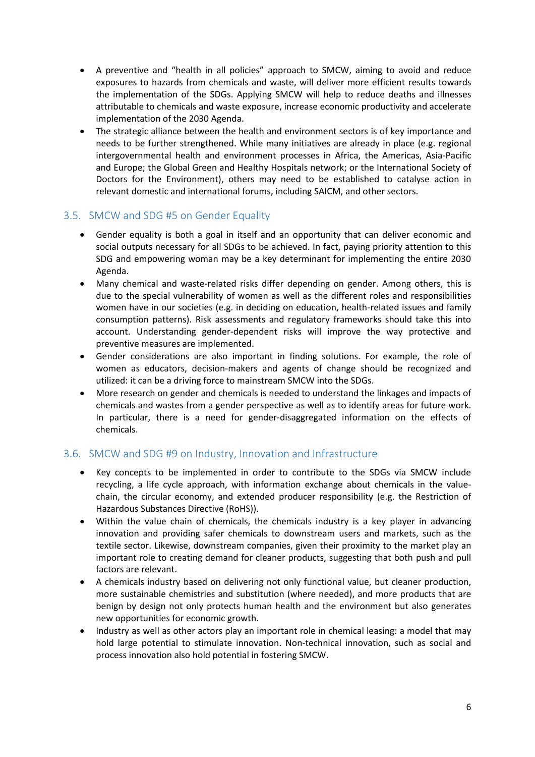- A preventive and "health in all policies" approach to SMCW, aiming to avoid and reduce exposures to hazards from chemicals and waste, will deliver more efficient results towards the implementation of the SDGs. Applying SMCW will help to reduce deaths and illnesses attributable to chemicals and waste exposure, increase economic productivity and accelerate implementation of the 2030 Agenda.
- The strategic alliance between the health and environment sectors is of key importance and needs to be further strengthened. While many initiatives are already in place (e.g. regional intergovernmental health and environment processes in Africa, the Americas, Asia-Pacific and Europe; the Global Green and Healthy Hospitals network; or the International Society of Doctors for the Environment), others may need to be established to catalyse action in relevant domestic and international forums, including SAICM, and other sectors.

### 3.5. SMCW and SDG #5 on Gender Equality

- Gender equality is both a goal in itself and an opportunity that can deliver economic and social outputs necessary for all SDGs to be achieved. In fact, paying priority attention to this SDG and empowering woman may be a key determinant for implementing the entire 2030 Agenda.
- Many chemical and waste-related risks differ depending on gender. Among others, this is due to the special vulnerability of women as well as the different roles and responsibilities women have in our societies (e.g. in deciding on education, health-related issues and family consumption patterns). Risk assessments and regulatory frameworks should take this into account. Understanding gender-dependent risks will improve the way protective and preventive measures are implemented.
- Gender considerations are also important in finding solutions. For example, the role of women as educators, decision-makers and agents of change should be recognized and utilized: it can be a driving force to mainstream SMCW into the SDGs.
- More research on gender and chemicals is needed to understand the linkages and impacts of chemicals and wastes from a gender perspective as well as to identify areas for future work. In particular, there is a need for gender-disaggregated information on the effects of chemicals.

### 3.6. SMCW and SDG #9 on Industry, Innovation and Infrastructure

- Key concepts to be implemented in order to contribute to the SDGs via SMCW include recycling, a life cycle approach, with information exchange about chemicals in the value-chain, the circular economy, and extended producer responsibility (e.g. the Restriction of Hazardous Substances Directive (RoHS)).
- Within the value chain of chemicals, the chemicals industry is a key player in advancing innovation and providing safer chemicals to downstream users and markets, such as the textile sector. Likewise, downstream companies, given their proximity to the market play an important role to creating demand for cleaner products, suggesting that both push and pull factors are relevant.
- A chemicals industry based on delivering not only functional value, but cleaner production, more sustainable chemistries and substitution (where needed), and more products that are benign by design not only protects human health and the environment but also generates new opportunities for economic growth.
- Industry as well as other actors play an important role in chemical leasing: a model that may hold large potential to stimulate innovation. Non-technical innovation, such as social and process innovation also hold potential in fostering SMCW.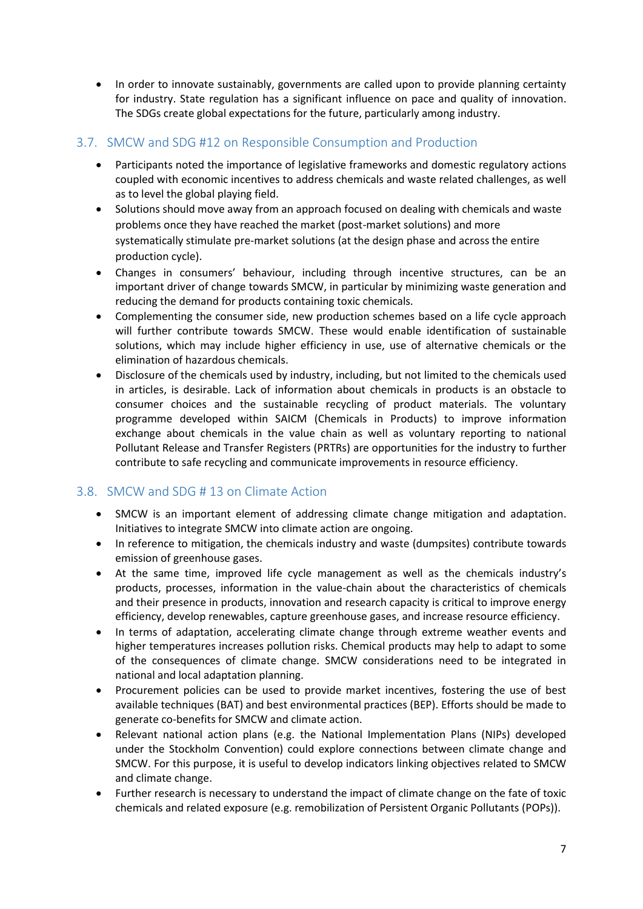- In order to innovate sustainably, governments are called upon to provide planning certainty for industry. State regulation has a significant influence on pace and quality of innovation. The SDGs create global expectations for the future, particularly among industry.

## 3.7. SMCW and SDG #12 on Responsible Consumption and Production

- Participants noted the importance of legislative frameworks and domestic regulatory actions coupled with economic incentives to address chemicals and waste related challenges, as well as to level the global playing field.
- Solutions should move away from an approach focused on dealing with chemicals and waste problems once they have reached the market (post-market solutions) and more systematically stimulate pre-market solutions (at the design phase and across the entire production cycle).
- Changes in consumers' behaviour, including through incentive structures, can be an important driver of change towards SMCW, in particular by minimizing waste generation and reducing the demand for products containing toxic chemicals.
- Complementing the consumer side, new production schemes based on a life cycle approach will further contribute towards SMCW. These would enable identification of sustainable solutions, which may include higher efficiency in use, use of alternative chemicals or the elimination of hazardous chemicals.
- Disclosure of the chemicals used by industry, including, but not limited to the chemicals used in articles, is desirable. Lack of information about chemicals in products is an obstacle to consumer choices and the sustainable recycling of product materials. The voluntary programme developed within SAICM (Chemicals in Products) to improve information exchange about chemicals in the value chain as well as voluntary reporting to national Pollutant Release and Transfer Registers (PRTRs) are opportunities for the industry to further contribute to safe recycling and communicate improvements in resource efficiency.

## 3.8. SMCW and SDG # 13 on Climate Action

- SMCW is an important element of addressing climate change mitigation and adaptation. Initiatives to integrate SMCW into climate action are ongoing.
- In reference to mitigation, the chemicals industry and waste (dumpsites) contribute towards emission of greenhouse gases.
- At the same time, improved life cycle management as well as the chemicals industry's products, processes, information in the value-chain about the characteristics of chemicals and their presence in products, innovation and research capacity is critical to improve energy efficiency, develop renewables, capture greenhouse gases, and increase resource efficiency.
- In terms of adaptation, accelerating climate change through extreme weather events and higher temperatures increases pollution risks. Chemical products may help to adapt to some of the consequences of climate change. SMCW considerations need to be integrated in national and local adaptation planning.
- Procurement policies can be used to provide market incentives, fostering the use of best available techniques (BAT) and best environmental practices (BEP). Efforts should be made to generate co-benefits for SMCW and climate action.
- Relevant national action plans (e.g. the National Implementation Plans (NIPs) developed under the Stockholm Convention) could explore connections between climate change and SMCW. For this purpose, it is useful to develop indicators linking objectives related to SMCW and climate change.
- Further research is necessary to understand the impact of climate change on the fate of toxic chemicals and related exposure (e.g. remobilization of Persistent Organic Pollutants (POPs)).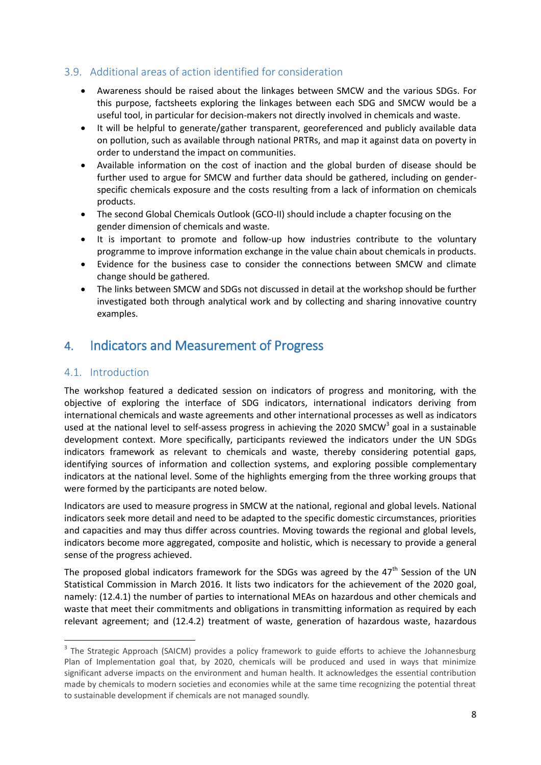### 3.9. Additional areas of action identified for consideration

- Awareness should be raised about the linkages between SMCW and the various SDGs. For this purpose, factsheets exploring the linkages between each SDG and SMCW would be a useful tool, in particular for decision-makers not directly involved in chemicals and waste.
- It will be helpful to generate/gather transparent, georeferenced and publicly available data on pollution, such as available through national PRTRs, and map it against data on poverty in order to understand the impact on communities.
- Available information on the cost of inaction and the global burden of disease should be further used to argue for SMCW and further data should be gathered, including on gender-specific chemicals exposure and the costs resulting from a lack of information on chemicals products.
- The second Global Chemicals Outlook (GCO-II) should include a chapter focusing on the gender dimension of chemicals and waste.
- It is important to promote and follow-up how industries contribute to the voluntary programme to improve information exchange in the value chain about chemicals in products.
- Evidence for the business case to consider the connections between SMCW and climate change should be gathered.
- The links between SMCW and SDGs not discussed in detail at the workshop should be further investigated both through analytical work and by collecting and sharing innovative country examples.

## 4. Indicators and Measurement of Progress

### 4.1. Introduction

The workshop featured a dedicated session on indicators of progress and monitoring, with the objective of exploring the interface of SDG indicators, international indicators deriving from international chemicals and waste agreements and other international processes as well as indicators used at the national level to self-assess progress in achieving the 2020 SMCW[3] goal in a sustainable development context. More specifically, participants reviewed the indicators under the UN SDGs indicators framework as relevant to chemicals and waste, thereby considering potential gaps, identifying sources of information and collection systems, and exploring possible complementary indicators at the national level. Some of the highlights emerging from the three working groups that were formed by the participants are noted below.

Indicators are used to measure progress in SMCW at the national, regional and global levels. National indicators seek more detail and need to be adapted to the specific domestic circumstances, priorities and capacities and may thus differ across countries. Moving towards the regional and global levels, indicators become more aggregated, composite and holistic, which is necessary to provide a general sense of the progress achieved.

The proposed global indicators framework for the SDGs was agreed by the 47th Session of the UN Statistical Commission in March 2016. It lists two indicators for the achievement of the 2020 goal, namely: (12.4.1) the number of parties to international MEAs on hazardous and other chemicals and waste that meet their commitments and obligations in transmitting information as required by each relevant agreement; and (12.4.2) treatment of waste, generation of hazardous waste, hazardous

[3] The Strategic Approach (SAICM) provides a policy framework to guide efforts to achieve the Johannesburg Plan of Implementation goal that, by 2020, chemicals will be produced and used in ways that minimize significant adverse impacts on the environment and human health. It acknowledges the essential contribution made by chemicals to modern societies and economies while at the same time recognizing the potential threat to sustainable development if chemicals are not managed soundly.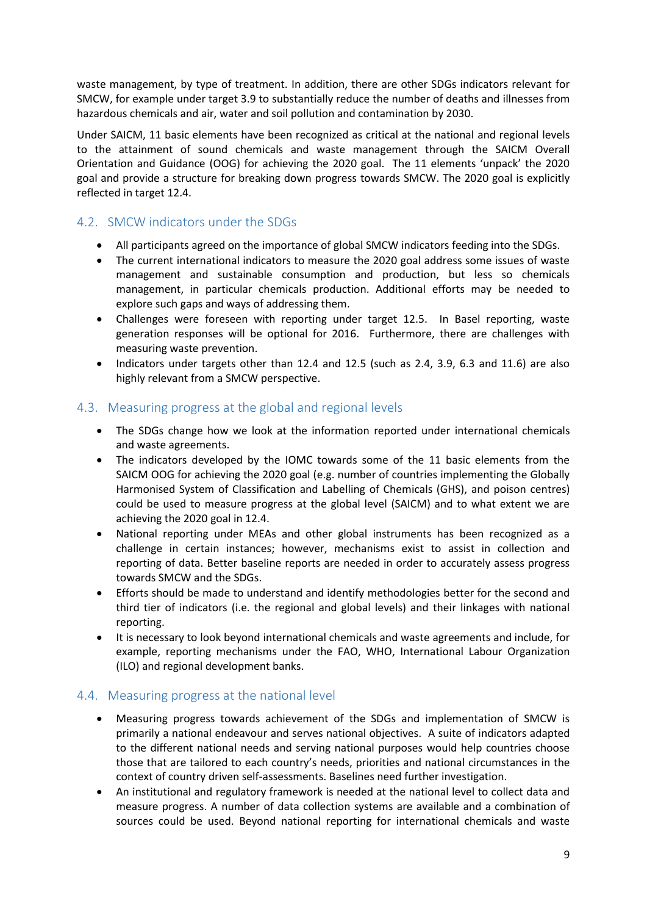waste management, by type of treatment. In addition, there are other SDGs indicators relevant for SMCW, for example under target 3.9 to substantially reduce the number of deaths and illnesses from hazardous chemicals and air, water and soil pollution and contamination by 2030.

Under SAICM, 11 basic elements have been recognized as critical at the national and regional levels to the attainment of sound chemicals and waste management through the SAICM Overall Orientation and Guidance (OOG) for achieving the 2020 goal. The 11 elements 'unpack' the 2020 goal and provide a structure for breaking down progress towards SMCW. The 2020 goal is explicitly reflected in target 12.4.

## 4.2. SMCW indicators under the SDGs

- All participants agreed on the importance of global SMCW indicators feeding into the SDGs.
- The current international indicators to measure the 2020 goal address some issues of waste management and sustainable consumption and production, but less so chemicals management, in particular chemicals production. Additional efforts may be needed to explore such gaps and ways of addressing them.
- Challenges were foreseen with reporting under target 12.5. In Basel reporting, waste generation responses will be optional for 2016. Furthermore, there are challenges with measuring waste prevention.
- Indicators under targets other than 12.4 and 12.5 (such as 2.4, 3.9, 6.3 and 11.6) are also highly relevant from a SMCW perspective.

## 4.3. Measuring progress at the global and regional levels

- The SDGs change how we look at the information reported under international chemicals and waste agreements.
- The indicators developed by the IOMC towards some of the 11 basic elements from the SAICM OOG for achieving the 2020 goal (e.g. number of countries implementing the Globally Harmonised System of Classification and Labelling of Chemicals (GHS), and poison centres) could be used to measure progress at the global level (SAICM) and to what extent we are achieving the 2020 goal in 12.4.
- National reporting under MEAs and other global instruments has been recognized as a challenge in certain instances; however, mechanisms exist to assist in collection and reporting of data. Better baseline reports are needed in order to accurately assess progress towards SMCW and the SDGs.
- Efforts should be made to understand and identify methodologies better for the second and third tier of indicators (i.e. the regional and global levels) and their linkages with national reporting.
- It is necessary to look beyond international chemicals and waste agreements and include, for example, reporting mechanisms under the FAO, WHO, International Labour Organization (ILO) and regional development banks.

## 4.4. Measuring progress at the national level

- Measuring progress towards achievement of the SDGs and implementation of SMCW is primarily a national endeavour and serves national objectives. A suite of indicators adapted to the different national needs and serving national purposes would help countries choose those that are tailored to each country's needs, priorities and national circumstances in the context of country driven self-assessments. Baselines need further investigation.
- An institutional and regulatory framework is needed at the national level to collect data and measure progress. A number of data collection systems are available and a combination of sources could be used. Beyond national reporting for international chemicals and waste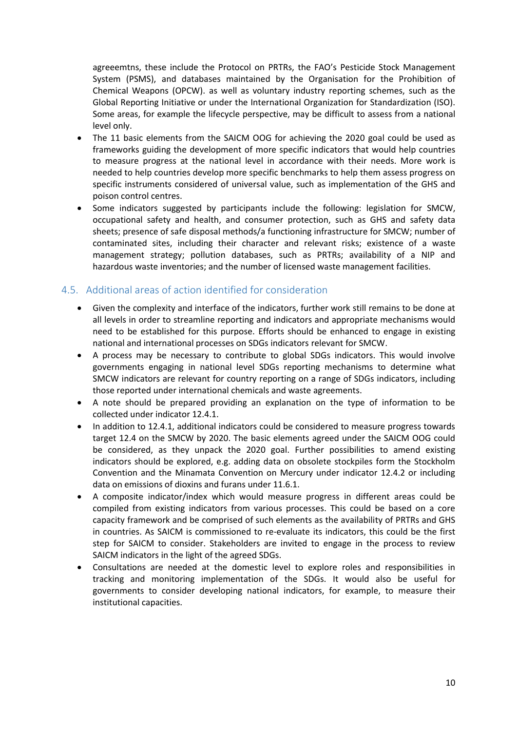agreeemtns, these include the Protocol on PRTRs, the FAO's Pesticide Stock Management System (PSMS), and databases maintained by the Organisation for the Prohibition of Chemical Weapons (OPCW). as well as voluntary industry reporting schemes, such as the Global Reporting Initiative or under the International Organization for Standardization (ISO). Some areas, for example the lifecycle perspective, may be difficult to assess from a national level only.

- The 11 basic elements from the SAICM OOG for achieving the 2020 goal could be used as frameworks guiding the development of more specific indicators that would help countries to measure progress at the national level in accordance with their needs. More work is needed to help countries develop more specific benchmarks to help them assess progress on specific instruments considered of universal value, such as implementation of the GHS and poison control centres.
- Some indicators suggested by participants include the following: legislation for SMCW, occupational safety and health, and consumer protection, such as GHS and safety data sheets; presence of safe disposal methods/a functioning infrastructure for SMCW; number of contaminated sites, including their character and relevant risks; existence of a waste management strategy; pollution databases, such as PRTRs; availability of a NIP and hazardous waste inventories; and the number of licensed waste management facilities.

## 4.5. Additional areas of action identified for consideration

- Given the complexity and interface of the indicators, further work still remains to be done at all levels in order to streamline reporting and indicators and appropriate mechanisms would need to be established for this purpose. Efforts should be enhanced to engage in existing national and international processes on SDGs indicators relevant for SMCW.
- A process may be necessary to contribute to global SDGs indicators. This would involve governments engaging in national level SDGs reporting mechanisms to determine what SMCW indicators are relevant for country reporting on a range of SDGs indicators, including those reported under international chemicals and waste agreements.
- A note should be prepared providing an explanation on the type of information to be collected under indicator 12.4.1.
- In addition to 12.4.1, additional indicators could be considered to measure progress towards target 12.4 on the SMCW by 2020. The basic elements agreed under the SAICM OOG could be considered, as they unpack the 2020 goal. Further possibilities to amend existing indicators should be explored, e.g. adding data on obsolete stockpiles form the Stockholm Convention and the Minamata Convention on Mercury under indicator 12.4.2 or including data on emissions of dioxins and furans under 11.6.1.
- A composite indicator/index which would measure progress in different areas could be compiled from existing indicators from various processes. This could be based on a core capacity framework and be comprised of such elements as the availability of PRTRs and GHS in countries. As SAICM is commissioned to re-evaluate its indicators, this could be the first step for SAICM to consider. Stakeholders are invited to engage in the process to review SAICM indicators in the light of the agreed SDGs.
- Consultations are needed at the domestic level to explore roles and responsibilities in tracking and monitoring implementation of the SDGs. It would also be useful for governments to consider developing national indicators, for example, to measure their institutional capacities.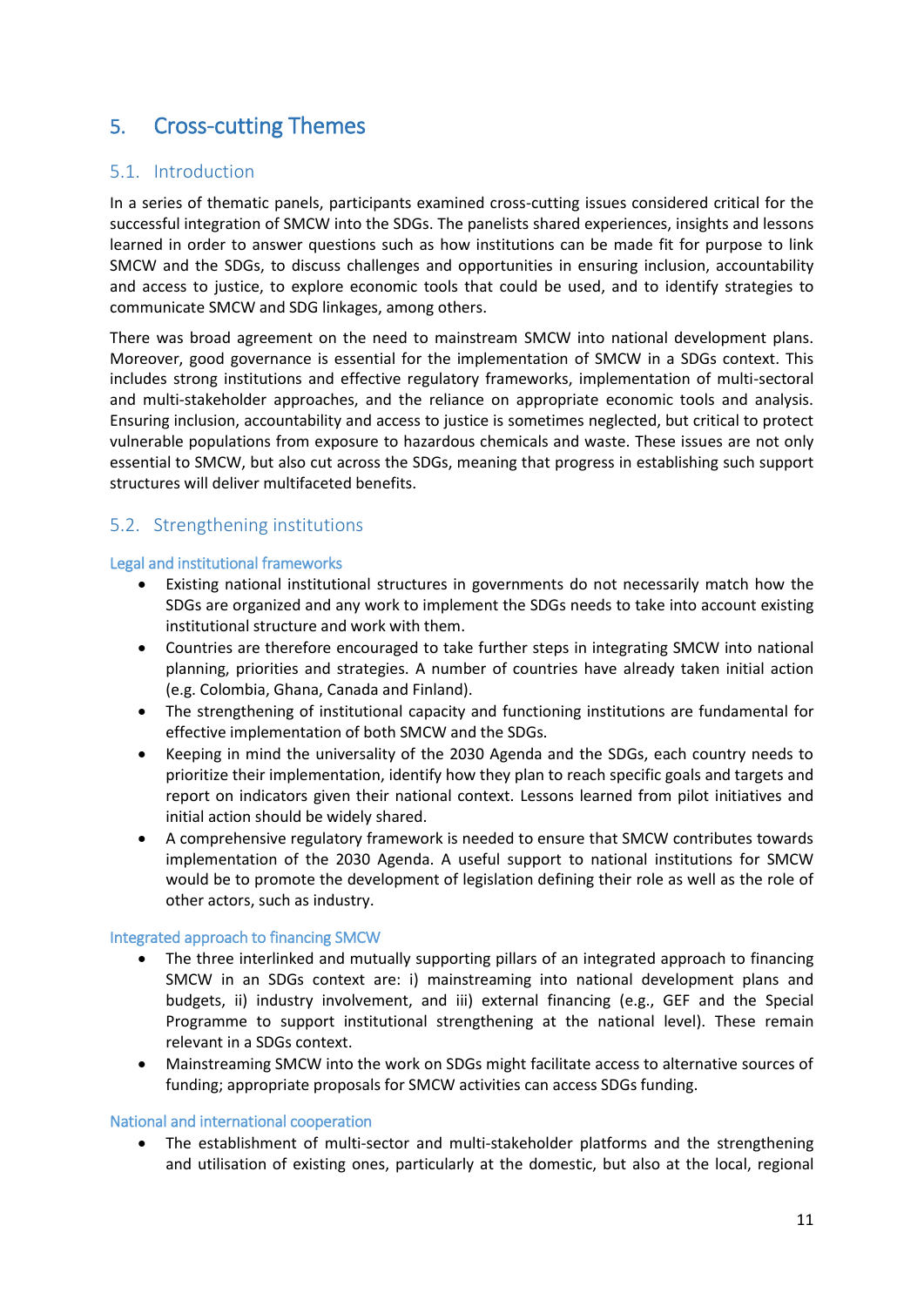# 5. Cross-cutting Themes

## 5.1. Introduction

In a series of thematic panels, participants examined cross-cutting issues considered critical for the successful integration of SMCW into the SDGs. The panelists shared experiences, insights and lessons learned in order to answer questions such as how institutions can be made fit for purpose to link SMCW and the SDGs, to discuss challenges and opportunities in ensuring inclusion, accountability and access to justice, to explore economic tools that could be used, and to identify strategies to communicate SMCW and SDG linkages, among others.

There was broad agreement on the need to mainstream SMCW into national development plans. Moreover, good governance is essential for the implementation of SMCW in a SDGs context. This includes strong institutions and effective regulatory frameworks, implementation of multi-sectoral and multi-stakeholder approaches, and the reliance on appropriate economic tools and analysis. Ensuring inclusion, accountability and access to justice is sometimes neglected, but critical to protect vulnerable populations from exposure to hazardous chemicals and waste. These issues are not only essential to SMCW, but also cut across the SDGs, meaning that progress in establishing such support structures will deliver multifaceted benefits.

## 5.2. Strengthening institutions

### Legal and institutional frameworks

- Existing national institutional structures in governments do not necessarily match how the SDGs are organized and any work to implement the SDGs needs to take into account existing institutional structure and work with them.
- Countries are therefore encouraged to take further steps in integrating SMCW into national planning, priorities and strategies. A number of countries have already taken initial action (e.g. Colombia, Ghana, Canada and Finland).
- The strengthening of institutional capacity and functioning institutions are fundamental for effective implementation of both SMCW and the SDGs.
- Keeping in mind the universality of the 2030 Agenda and the SDGs, each country needs to prioritize their implementation, identify how they plan to reach specific goals and targets and report on indicators given their national context. Lessons learned from pilot initiatives and initial action should be widely shared.
- A comprehensive regulatory framework is needed to ensure that SMCW contributes towards implementation of the 2030 Agenda. A useful support to national institutions for SMCW would be to promote the development of legislation defining their role as well as the role of other actors, such as industry.

### Integrated approach to financing SMCW

- The three interlinked and mutually supporting pillars of an integrated approach to financing SMCW in an SDGs context are: i) mainstreaming into national development plans and budgets, ii) industry involvement, and iii) external financing (e.g., GEF and the Special Programme to support institutional strengthening at the national level). These remain relevant in a SDGs context.
- Mainstreaming SMCW into the work on SDGs might facilitate access to alternative sources of funding; appropriate proposals for SMCW activities can access SDGs funding.

### National and international cooperation

- The establishment of multi-sector and multi-stakeholder platforms and the strengthening and utilisation of existing ones, particularly at the domestic, but also at the local, regional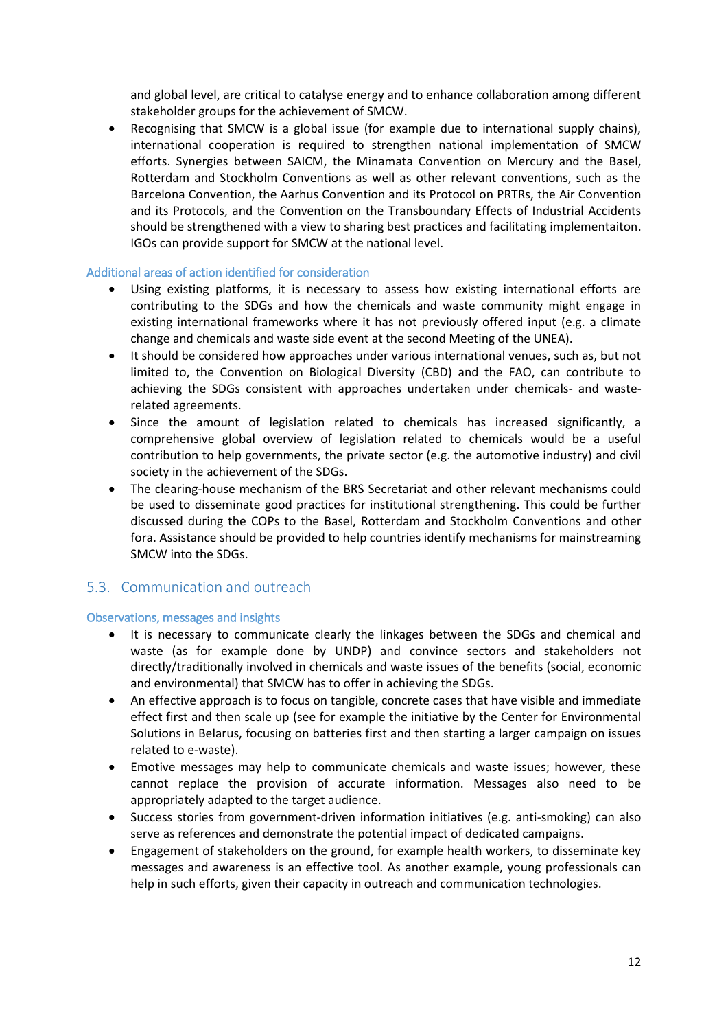and global level, are critical to catalyse energy and to enhance collaboration among different stakeholder groups for the achievement of SMCW.

- Recognising that SMCW is a global issue (for example due to international supply chains), international cooperation is required to strengthen national implementation of SMCW efforts. Synergies between SAICM, the Minamata Convention on Mercury and the Basel, Rotterdam and Stockholm Conventions as well as other relevant conventions, such as the Barcelona Convention, the Aarhus Convention and its Protocol on PRTRs, the Air Convention and its Protocols, and the Convention on the Transboundary Effects of Industrial Accidents should be strengthened with a view to sharing best practices and facilitating implementaiton. IGOs can provide support for SMCW at the national level.

#### Additional areas of action identified for consideration

- Using existing platforms, it is necessary to assess how existing international efforts are contributing to the SDGs and how the chemicals and waste community might engage in existing international frameworks where it has not previously offered input (e.g. a climate change and chemicals and waste side event at the second Meeting of the UNEA).
- It should be considered how approaches under various international venues, such as, but not limited to, the Convention on Biological Diversity (CBD) and the FAO, can contribute to achieving the SDGs consistent with approaches undertaken under chemicals- and waste-related agreements.
- Since the amount of legislation related to chemicals has increased significantly, a comprehensive global overview of legislation related to chemicals would be a useful contribution to help governments, the private sector (e.g. the automotive industry) and civil society in the achievement of the SDGs.
- The clearing-house mechanism of the BRS Secretariat and other relevant mechanisms could be used to disseminate good practices for institutional strengthening. This could be further discussed during the COPs to the Basel, Rotterdam and Stockholm Conventions and other fora. Assistance should be provided to help countries identify mechanisms for mainstreaming SMCW into the SDGs.

### 5.3. Communication and outreach

#### Observations, messages and insights

- It is necessary to communicate clearly the linkages between the SDGs and chemical and waste (as for example done by UNDP) and convince sectors and stakeholders not directly/traditionally involved in chemicals and waste issues of the benefits (social, economic and environmental) that SMCW has to offer in achieving the SDGs.
- An effective approach is to focus on tangible, concrete cases that have visible and immediate effect first and then scale up (see for example the initiative by the Center for Environmental Solutions in Belarus, focusing on batteries first and then starting a larger campaign on issues related to e-waste).
- Emotive messages may help to communicate chemicals and waste issues; however, these cannot replace the provision of accurate information. Messages also need to be appropriately adapted to the target audience.
- Success stories from government-driven information initiatives (e.g. anti-smoking) can also serve as references and demonstrate the potential impact of dedicated campaigns.
- Engagement of stakeholders on the ground, for example health workers, to disseminate key messages and awareness is an effective tool. As another example, young professionals can help in such efforts, given their capacity in outreach and communication technologies.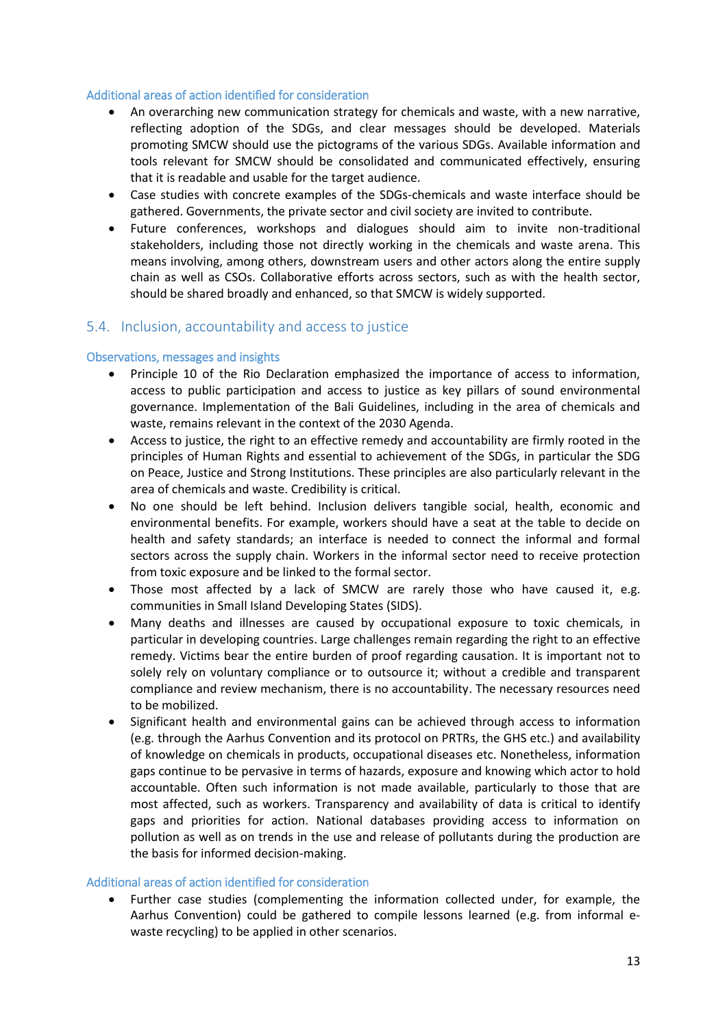#### Additional areas of action identified for consideration

- An overarching new communication strategy for chemicals and waste, with a new narrative, reflecting adoption of the SDGs, and clear messages should be developed. Materials promoting SMCW should use the pictograms of the various SDGs. Available information and tools relevant for SMCW should be consolidated and communicated effectively, ensuring that it is readable and usable for the target audience.
- Case studies with concrete examples of the SDGs-chemicals and waste interface should be gathered. Governments, the private sector and civil society are invited to contribute.
- Future conferences, workshops and dialogues should aim to invite non-traditional stakeholders, including those not directly working in the chemicals and waste arena. This means involving, among others, downstream users and other actors along the entire supply chain as well as CSOs. Collaborative efforts across sectors, such as with the health sector, should be shared broadly and enhanced, so that SMCW is widely supported.

### 5.4. Inclusion, accountability and access to justice

#### Observations, messages and insights

- Principle 10 of the Rio Declaration emphasized the importance of access to information, access to public participation and access to justice as key pillars of sound environmental governance. Implementation of the Bali Guidelines, including in the area of chemicals and waste, remains relevant in the context of the 2030 Agenda.
- Access to justice, the right to an effective remedy and accountability are firmly rooted in the principles of Human Rights and essential to achievement of the SDGs, in particular the SDG on Peace, Justice and Strong Institutions. These principles are also particularly relevant in the area of chemicals and waste. Credibility is critical.
- No one should be left behind. Inclusion delivers tangible social, health, economic and environmental benefits. For example, workers should have a seat at the table to decide on health and safety standards; an interface is needed to connect the informal and formal sectors across the supply chain. Workers in the informal sector need to receive protection from toxic exposure and be linked to the formal sector.
- Those most affected by a lack of SMCW are rarely those who have caused it, e.g. communities in Small Island Developing States (SIDS).
- Many deaths and illnesses are caused by occupational exposure to toxic chemicals, in particular in developing countries. Large challenges remain regarding the right to an effective remedy. Victims bear the entire burden of proof regarding causation. It is important not to solely rely on voluntary compliance or to outsource it; without a credible and transparent compliance and review mechanism, there is no accountability. The necessary resources need to be mobilized.
- Significant health and environmental gains can be achieved through access to information (e.g. through the Aarhus Convention and its protocol on PRTRs, the GHS etc.) and availability of knowledge on chemicals in products, occupational diseases etc. Nonetheless, information gaps continue to be pervasive in terms of hazards, exposure and knowing which actor to hold accountable. Often such information is not made available, particularly to those that are most affected, such as workers. Transparency and availability of data is critical to identify gaps and priorities for action. National databases providing access to information on pollution as well as on trends in the use and release of pollutants during the production are the basis for informed decision-making.

#### Additional areas of action identified for consideration

- Further case studies (complementing the information collected under, for example, the Aarhus Convention) could be gathered to compile lessons learned (e.g. from informal e-waste recycling) to be applied in other scenarios.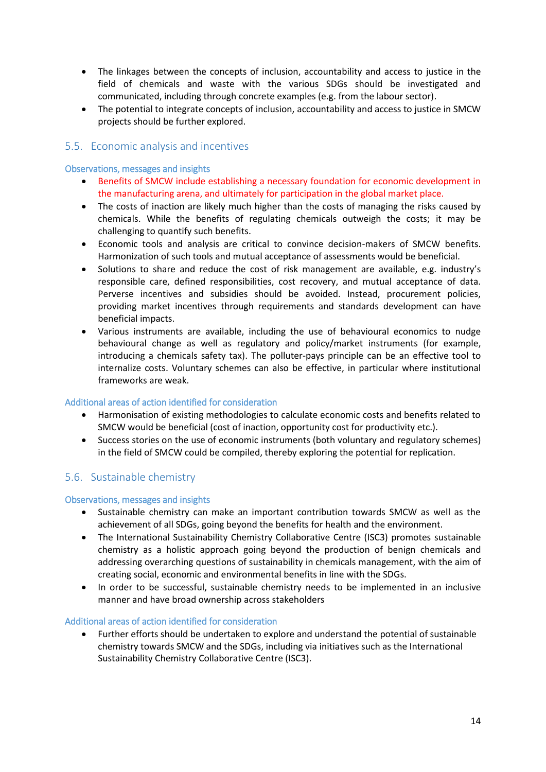- The linkages between the concepts of inclusion, accountability and access to justice in the field of chemicals and waste with the various SDGs should be investigated and communicated, including through concrete examples (e.g. from the labour sector).
- The potential to integrate concepts of inclusion, accountability and access to justice in SMCW projects should be further explored.

## 5.5. Economic analysis and incentives

### Observations, messages and insights

- Benefits of SMCW include establishing a necessary foundation for economic development in the manufacturing arena, and ultimately for participation in the global market place.
- The costs of inaction are likely much higher than the costs of managing the risks caused by chemicals. While the benefits of regulating chemicals outweigh the costs; it may be challenging to quantify such benefits.
- Economic tools and analysis are critical to convince decision-makers of SMCW benefits. Harmonization of such tools and mutual acceptance of assessments would be beneficial.
- Solutions to share and reduce the cost of risk management are available, e.g. industry's responsible care, defined responsibilities, cost recovery, and mutual acceptance of data. Perverse incentives and subsidies should be avoided. Instead, procurement policies, providing market incentives through requirements and standards development can have beneficial impacts.
- Various instruments are available, including the use of behavioural economics to nudge behavioural change as well as regulatory and policy/market instruments (for example, introducing a chemicals safety tax). The polluter-pays principle can be an effective tool to internalize costs. Voluntary schemes can also be effective, in particular where institutional frameworks are weak.

### Additional areas of action identified for consideration

- Harmonisation of existing methodologies to calculate economic costs and benefits related to SMCW would be beneficial (cost of inaction, opportunity cost for productivity etc.).
- Success stories on the use of economic instruments (both voluntary and regulatory schemes) in the field of SMCW could be compiled, thereby exploring the potential for replication.

## 5.6. Sustainable chemistry

### Observations, messages and insights

- Sustainable chemistry can make an important contribution towards SMCW as well as the achievement of all SDGs, going beyond the benefits for health and the environment.
- The International Sustainability Chemistry Collaborative Centre (ISC3) promotes sustainable chemistry as a holistic approach going beyond the production of benign chemicals and addressing overarching questions of sustainability in chemicals management, with the aim of creating social, economic and environmental benefits in line with the SDGs.
- In order to be successful, sustainable chemistry needs to be implemented in an inclusive manner and have broad ownership across stakeholders

### Additional areas of action identified for consideration

- Further efforts should be undertaken to explore and understand the potential of sustainable chemistry towards SMCW and the SDGs, including via initiatives such as the International Sustainability Chemistry Collaborative Centre (ISC3).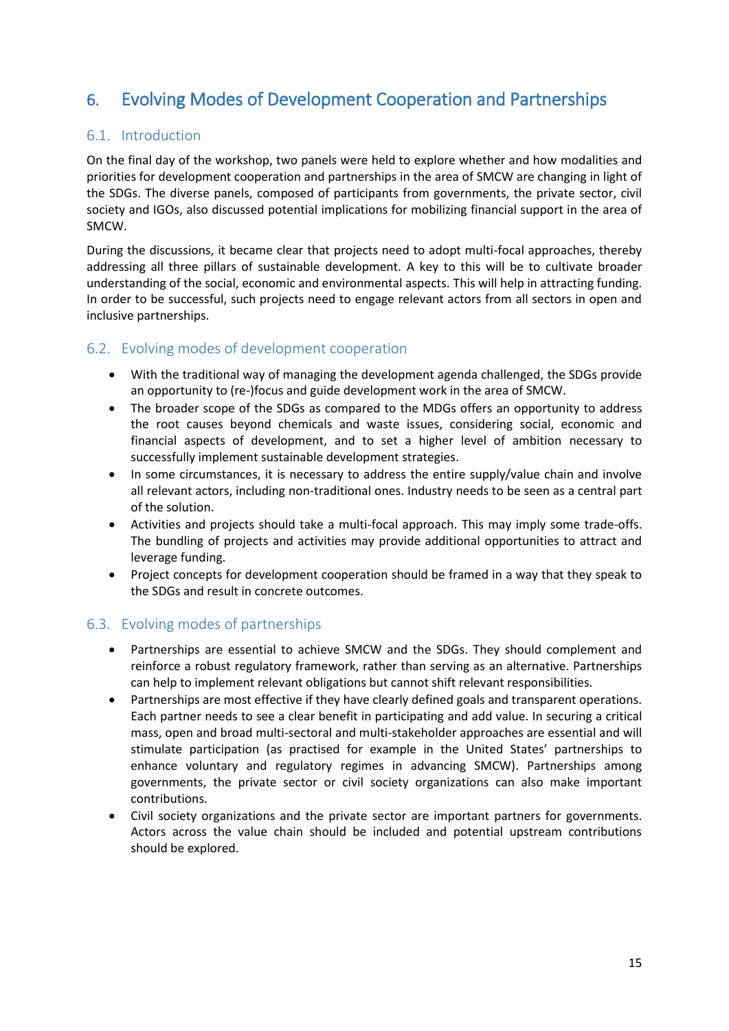# 6. Evolving Modes of Development Cooperation and Partnerships

## 6.1. Introduction

On the final day of the workshop, two panels were held to explore whether and how modalities and priorities for development cooperation and partnerships in the area of SMCW are changing in light of the SDGs. The diverse panels, composed of participants from governments, the private sector, civil society and IGOs, also discussed potential implications for mobilizing financial support in the area of SMCW.

During the discussions, it became clear that projects need to adopt multi-focal approaches, thereby addressing all three pillars of sustainable development. A key to this will be to cultivate broader understanding of the social, economic and environmental aspects. This will help in attracting funding. In order to be successful, such projects need to engage relevant actors from all sectors in open and inclusive partnerships.

## 6.2. Evolving modes of development cooperation

- With the traditional way of managing the development agenda challenged, the SDGs provide an opportunity to (re-)focus and guide development work in the area of SMCW.
- The broader scope of the SDGs as compared to the MDGs offers an opportunity to address the root causes beyond chemicals and waste issues, considering social, economic and financial aspects of development, and to set a higher level of ambition necessary to successfully implement sustainable development strategies.
- In some circumstances, it is necessary to address the entire supply/value chain and involve all relevant actors, including non-traditional ones. Industry needs to be seen as a central part of the solution.
- Activities and projects should take a multi-focal approach. This may imply some trade-offs. The bundling of projects and activities may provide additional opportunities to attract and leverage funding.
- Project concepts for development cooperation should be framed in a way that they speak to the SDGs and result in concrete outcomes.

## 6.3. Evolving modes of partnerships

- Partnerships are essential to achieve SMCW and the SDGs. They should complement and reinforce a robust regulatory framework, rather than serving as an alternative. Partnerships can help to implement relevant obligations but cannot shift relevant responsibilities.
- Partnerships are most effective if they have clearly defined goals and transparent operations. Each partner needs to see a clear benefit in participating and add value. In securing a critical mass, open and broad multi-sectoral and multi-stakeholder approaches are essential and will stimulate participation (as practised for example in the United States' partnerships to enhance voluntary and regulatory regimes in advancing SMCW). Partnerships among governments, the private sector or civil society organizations can also make important contributions.
- Civil society organizations and the private sector are important partners for governments. Actors across the value chain should be included and potential upstream contributions should be explored.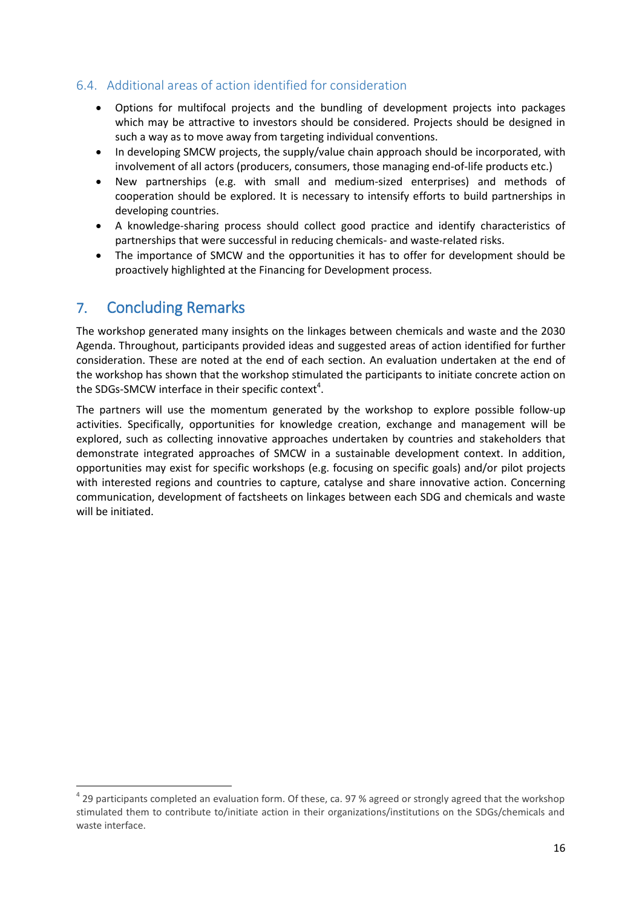### 6.4. Additional areas of action identified for consideration

- Options for multifocal projects and the bundling of development projects into packages which may be attractive to investors should be considered. Projects should be designed in such a way as to move away from targeting individual conventions.
- In developing SMCW projects, the supply/value chain approach should be incorporated, with involvement of all actors (producers, consumers, those managing end-of-life products etc.)
- New partnerships (e.g. with small and medium-sized enterprises) and methods of cooperation should be explored. It is necessary to intensify efforts to build partnerships in developing countries.
- A knowledge-sharing process should collect good practice and identify characteristics of partnerships that were successful in reducing chemicals- and waste-related risks.
- The importance of SMCW and the opportunities it has to offer for development should be proactively highlighted at the Financing for Development process.

## 7. Concluding Remarks

The workshop generated many insights on the linkages between chemicals and waste and the 2030 Agenda. Throughout, participants provided ideas and suggested areas of action identified for further consideration. These are noted at the end of each section. An evaluation undertaken at the end of the workshop has shown that the workshop stimulated the participants to initiate concrete action on the SDGs-SMCW interface in their specific context[4].

The partners will use the momentum generated by the workshop to explore possible follow-up activities. Specifically, opportunities for knowledge creation, exchange and management will be explored, such as collecting innovative approaches undertaken by countries and stakeholders that demonstrate integrated approaches of SMCW in a sustainable development context. In addition, opportunities may exist for specific workshops (e.g. focusing on specific goals) and/or pilot projects with interested regions and countries to capture, catalyse and share innovative action. Concerning communication, development of factsheets on linkages between each SDG and chemicals and waste will be initiated.

[4] 29 participants completed an evaluation form. Of these, ca. 97 % agreed or strongly agreed that the workshop stimulated them to contribute to/initiate action in their organizations/institutions on the SDGs/chemicals and waste interface.